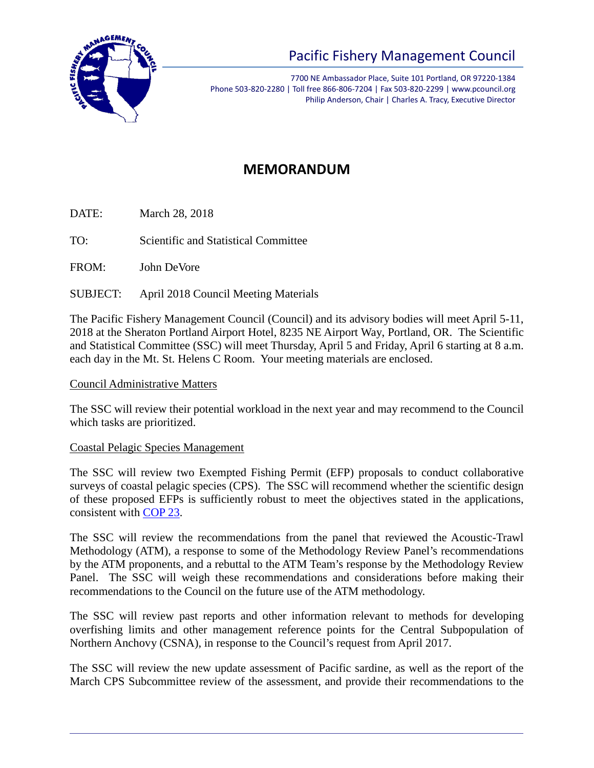# Pacific Fishery Management Council

7700 NE Ambassador Place, Suite 101 Portland, OR 97220-1384
Phone 503-820-2280 | Toll free 866-806-7204 | Fax 503-820-2299 | www.pcouncil.org
Philip Anderson, Chair | Charles A. Tracy, Executive Director

## MEMORANDUM

DATE: March 28, 2018

TO: Scientific and Statistical Committee

FROM: John DeVore

SUBJECT: April 2018 Council Meeting Materials

The Pacific Fishery Management Council (Council) and its advisory bodies will meet April 5-11, 2018 at the Sheraton Portland Airport Hotel, 8235 NE Airport Way, Portland, OR. The Scientific and Statistical Committee (SSC) will meet Thursday, April 5 and Friday, April 6 starting at 8 a.m. each day in the Mt. St. Helens C Room. Your meeting materials are enclosed.

Council Administrative Matters

The SSC will review their potential workload in the next year and may recommend to the Council which tasks are prioritized.

Coastal Pelagic Species Management

The SSC will review two Exempted Fishing Permit (EFP) proposals to conduct collaborative surveys of coastal pelagic species (CPS). The SSC will recommend whether the scientific design of these proposed EFPs is sufficiently robust to meet the objectives stated in the applications, consistent with COP 23.

The SSC will review the recommendations from the panel that reviewed the Acoustic-Trawl Methodology (ATM), a response to some of the Methodology Review Panel's recommendations by the ATM proponents, and a rebuttal to the ATM Team's response by the Methodology Review Panel. The SSC will weigh these recommendations and considerations before making their recommendations to the Council on the future use of the ATM methodology.

The SSC will review past reports and other information relevant to methods for developing overfishing limits and other management reference points for the Central Subpopulation of Northern Anchovy (CSNA), in response to the Council's request from April 2017.

The SSC will review the new update assessment of Pacific sardine, as well as the report of the March CPS Subcommittee review of the assessment, and provide their recommendations to the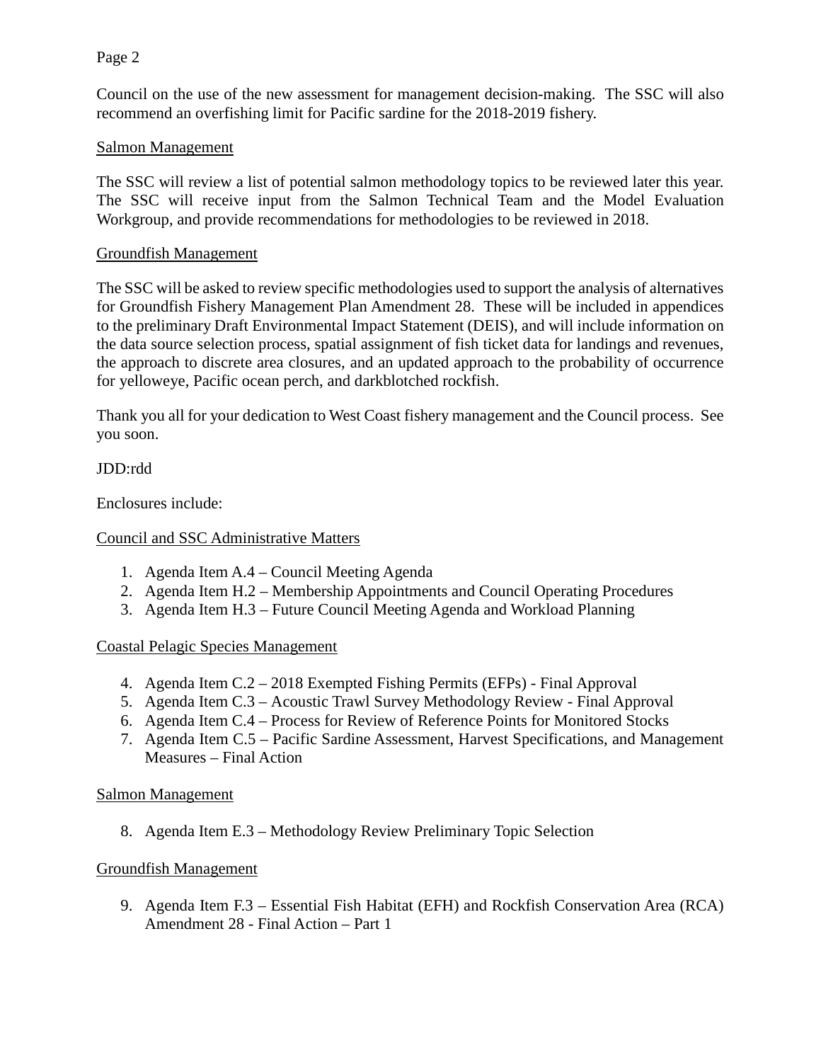Council on the use of the new assessment for management decision-making. The SSC will also recommend an overfishing limit for Pacific sardine for the 2018-2019 fishery.

Salmon Management

The SSC will review a list of potential salmon methodology topics to be reviewed later this year. The SSC will receive input from the Salmon Technical Team and the Model Evaluation Workgroup, and provide recommendations for methodologies to be reviewed in 2018.

Groundfish Management

The SSC will be asked to review specific methodologies used to support the analysis of alternatives for Groundfish Fishery Management Plan Amendment 28. These will be included in appendices to the preliminary Draft Environmental Impact Statement (DEIS), and will include information on the data source selection process, spatial assignment of fish ticket data for landings and revenues, the approach to discrete area closures, and an updated approach to the probability of occurrence for yelloweye, Pacific ocean perch, and darkblotched rockfish.

Thank you all for your dedication to West Coast fishery management and the Council process. See you soon.

JDD:rdd

Enclosures include:

Council and SSC Administrative Matters

1. Agenda Item A.4 – Council Meeting Agenda
2. Agenda Item H.2 – Membership Appointments and Council Operating Procedures
3. Agenda Item H.3 – Future Council Meeting Agenda and Workload Planning

Coastal Pelagic Species Management

4. Agenda Item C.2 – 2018 Exempted Fishing Permits (EFPs) - Final Approval
5. Agenda Item C.3 – Acoustic Trawl Survey Methodology Review - Final Approval
6. Agenda Item C.4 – Process for Review of Reference Points for Monitored Stocks
7. Agenda Item C.5 – Pacific Sardine Assessment, Harvest Specifications, and Management Measures – Final Action

Salmon Management

8. Agenda Item E.3 – Methodology Review Preliminary Topic Selection

Groundfish Management

9. Agenda Item F.3 – Essential Fish Habitat (EFH) and Rockfish Conservation Area (RCA) Amendment 28 - Final Action – Part 1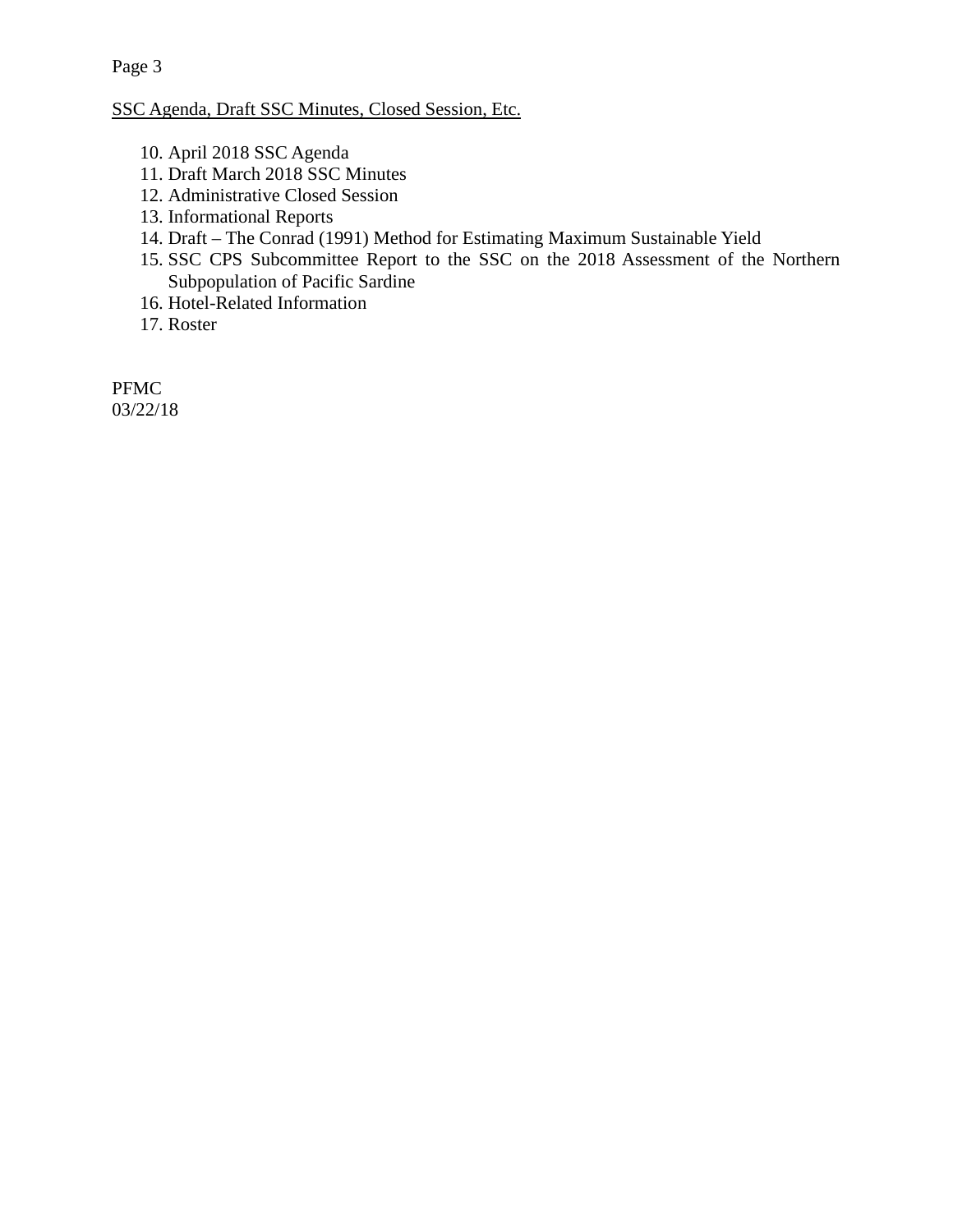<u>SSC Agenda, Draft SSC Minutes, Closed Session, Etc.</u>

10. April 2018 SSC Agenda
11. Draft March 2018 SSC Minutes
12. Administrative Closed Session
13. Informational Reports
14. Draft – The Conrad (1991) Method for Estimating Maximum Sustainable Yield
15. SSC CPS Subcommittee Report to the SSC on the 2018 Assessment of the Northern Subpopulation of Pacific Sardine
16. Hotel-Related Information
17. Roster

PFMC
03/22/18